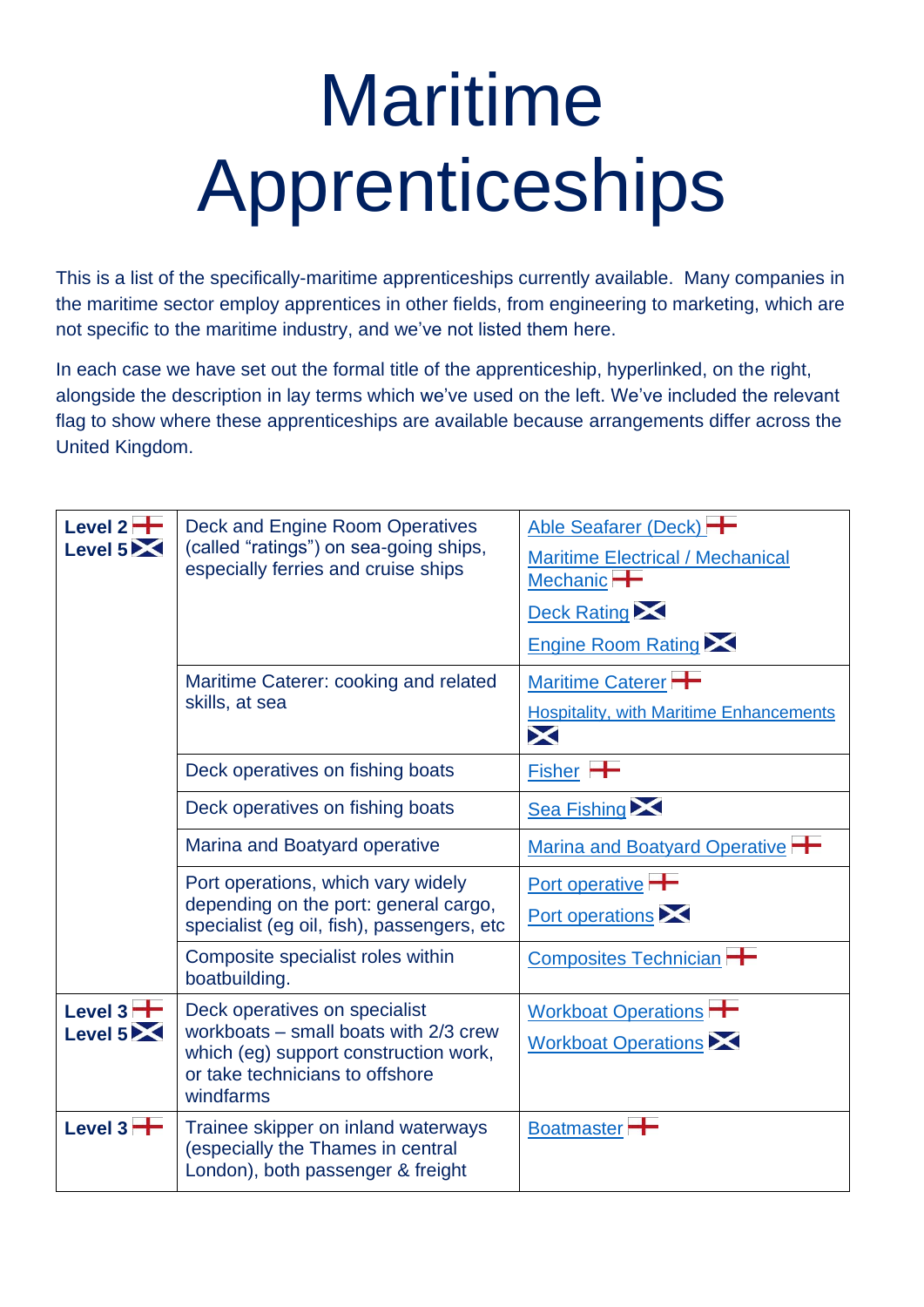# Maritime Apprenticeships

This is a list of the specifically-maritime apprenticeships currently available. Many companies in the maritime sector employ apprentices in other fields, from engineering to marketing, which are not specific to the maritime industry, and we've not listed them here.

In each case we have set out the formal title of the apprenticeship, hyperlinked, on the right, alongside the description in lay terms which we've used on the left. We've included the relevant flag to show where these apprenticeships are available because arrangements differ across the United Kingdom.

| Level | Description | Apprenticeship |
|---|---|---|
| **Level 2** (England)<br>**Level 5** (Scotland) | Deck and Engine Room Operatives (called "ratings") on sea-going ships, especially ferries and cruise ships | Able Seafarer (Deck) (England)<br>Maritime Electrical / Mechanical Mechanic (England)<br>Deck Rating (Scotland)<br>Engine Room Rating (Scotland) |
| | Maritime Caterer: cooking and related skills, at sea | Maritime Caterer (England)<br>Hospitality, with Maritime Enhancements (Scotland) |
| | Deck operatives on fishing boats | Fisher (England) |
| | Deck operatives on fishing boats | Sea Fishing (Scotland) |
| | Marina and Boatyard operative | Marina and Boatyard Operative (England) |
| | Port operations, which vary widely depending on the port: general cargo, specialist (eg oil, fish), passengers, etc | Port operative (England)<br>Port operations (Scotland) |
| | Composite specialist roles within boatbuilding. | Composites Technician (England) |
| **Level 3** (England)<br>**Level 5** (Scotland) | Deck operatives on specialist workboats – small boats with 2/3 crew which (eg) support construction work, or take technicians to offshore windfarms | Workboat Operations (England)<br>Workboat Operations (Scotland) |
| **Level 3** (England) | Trainee skipper on inland waterways (especially the Thames in central London), both passenger & freight | Boatmaster (England) |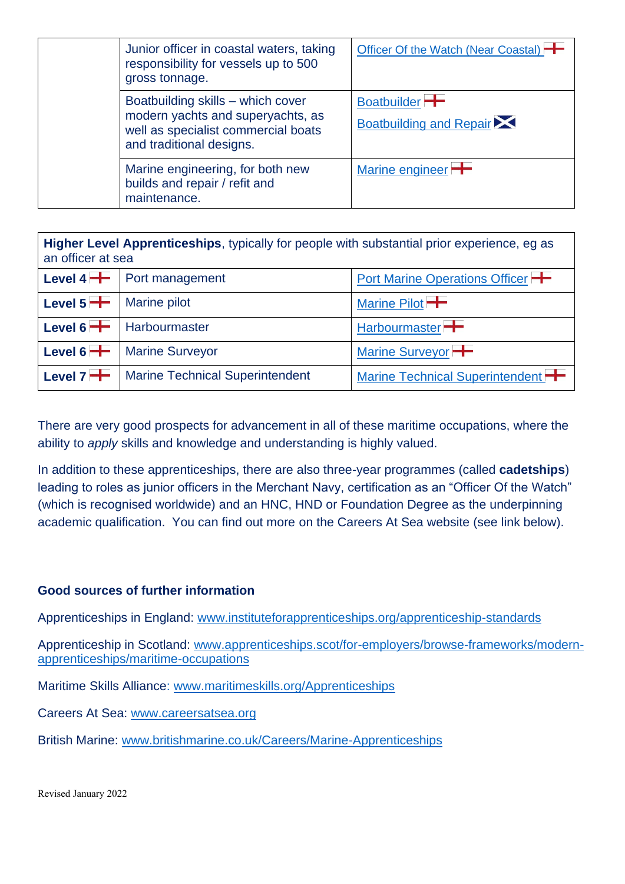| | | |
|---|---|---|
| | Junior officer in coastal waters, taking responsibility for vessels up to 500 gross tonnage. | Officer Of the Watch (Near Coastal) |
| | Boatbuilding skills – which cover modern yachts and superyachts, as well as specialist commercial boats and traditional designs. | Boatbuilder<br>Boatbuilding and Repair |
| | Marine engineering, for both new builds and repair / refit and maintenance. | Marine engineer |

| **Higher Level Apprenticeships**, typically for people with substantial prior experience, eg as an officer at sea | | |
|---|---|---|
| **Level 4** | Port management | Port Marine Operations Officer |
| **Level 5** | Marine pilot | Marine Pilot |
| **Level 6** | Harbourmaster | Harbourmaster |
| **Level 6** | Marine Surveyor | Marine Surveyor |
| **Level 7** | Marine Technical Superintendent | Marine Technical Superintendent |

There are very good prospects for advancement in all of these maritime occupations, where the ability to *apply* skills and knowledge and understanding is highly valued.

In addition to these apprenticeships, there are also three-year programmes (called **cadetships**) leading to roles as junior officers in the Merchant Navy, certification as an "Officer Of the Watch" (which is recognised worldwide) and an HNC, HND or Foundation Degree as the underpinning academic qualification. You can find out more on the Careers At Sea website (see link below).

### Good sources of further information

Apprenticeships in England: www.instituteforapprenticeships.org/apprenticeship-standards

Apprenticeship in Scotland: www.apprenticeships.scot/for-employers/browse-frameworks/modern-apprenticeships/maritime-occupations

Maritime Skills Alliance: www.maritimeskills.org/Apprenticeships

Careers At Sea: www.careersatsea.org

British Marine: www.britishmarine.co.uk/Careers/Marine-Apprenticeships

Revised January 2022